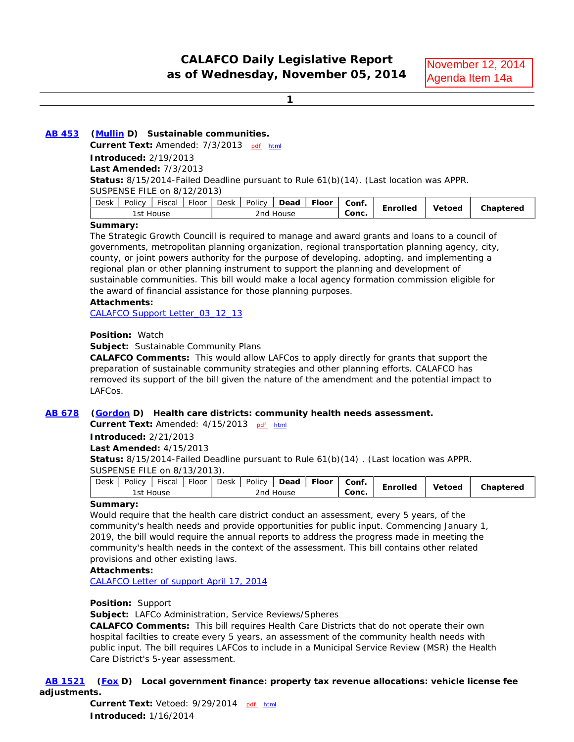# CALAFCO Daily Legislative Report as of Wednesday, November 05, 2014

November 12, 2014
Agenda Item 14a

**AB 453** **(Mullin D) Sustainable communities.**

**Current Text:** Amended: 7/3/2013 pdf html

**Introduced:** 2/19/2013

**Last Amended:** 7/3/2013

**Status:** 8/15/2014-Failed Deadline pursuant to Rule 61(b)(14). (Last location was APPR. SUSPENSE FILE on 8/12/2013)

| Desk | Policy | Fiscal | Floor | Desk | Policy | **Dead** | **Floor** | **Conf.** | **Enrolled** | **Vetoed** | **Chaptered** |
|---|---|---|---|---|---|---|---|---|---|---|---|
| 1st House | | | | 2nd House | | | | **Conc.** | | | |

**Summary:**
The Strategic Growth Councill is required to manage and award grants and loans to a council of governments, metropolitan planning organization, regional transportation planning agency, city, county, or joint powers authority for the purpose of developing, adopting, and implementing a regional plan or other planning instrument to support the planning and development of sustainable communities. This bill would make a local agency formation commission eligible for the award of financial assistance for those planning purposes.

**Attachments:**
CALAFCO Support Letter_03_12_13

**Position:** Watch

**Subject:** Sustainable Community Plans

**CALAFCO Comments:** This would allow LAFCos to apply directly for grants that support the preparation of sustainable community strategies and other planning efforts. CALAFCO has removed its support of the bill given the nature of the amendment and the potential impact to LAFCos.

**AB 678** **(Gordon D) Health care districts: community health needs assessment.**

**Current Text:** Amended: 4/15/2013 pdf html

**Introduced:** 2/21/2013

**Last Amended:** 4/15/2013

**Status:** 8/15/2014-Failed Deadline pursuant to Rule 61(b)(14) . (Last location was APPR. SUSPENSE FILE on 8/13/2013).

| Desk | Policy | Fiscal | Floor | Desk | Policy | **Dead** | **Floor** | **Conf.** | **Enrolled** | **Vetoed** | **Chaptered** |
|---|---|---|---|---|---|---|---|---|---|---|---|
| 1st House | | | | 2nd House | | | | **Conc.** | | | |

**Summary:**
Would require that the health care district conduct an assessment, every 5 years, of the community's health needs and provide opportunities for public input. Commencing January 1, 2019, the bill would require the annual reports to address the progress made in meeting the community's health needs in the context of the assessment. This bill contains other related provisions and other existing laws.

**Attachments:**
CALAFCO Letter of support April 17, 2014

**Position:** Support

**Subject:** LAFCo Administration, Service Reviews/Spheres

**CALAFCO Comments:** This bill requires Health Care Districts that do not operate their own hospital facilties to create every 5 years, an assessment of the community health needs with public input. The bill requires LAFCos to include in a Municipal Service Review (MSR) the Health Care District's 5-year assessment.

**AB 1521** **(Fox D) Local government finance: property tax revenue allocations: vehicle license fee adjustments.**

**Current Text:** Vetoed: 9/29/2014 pdf html

**Introduced:** 1/16/2014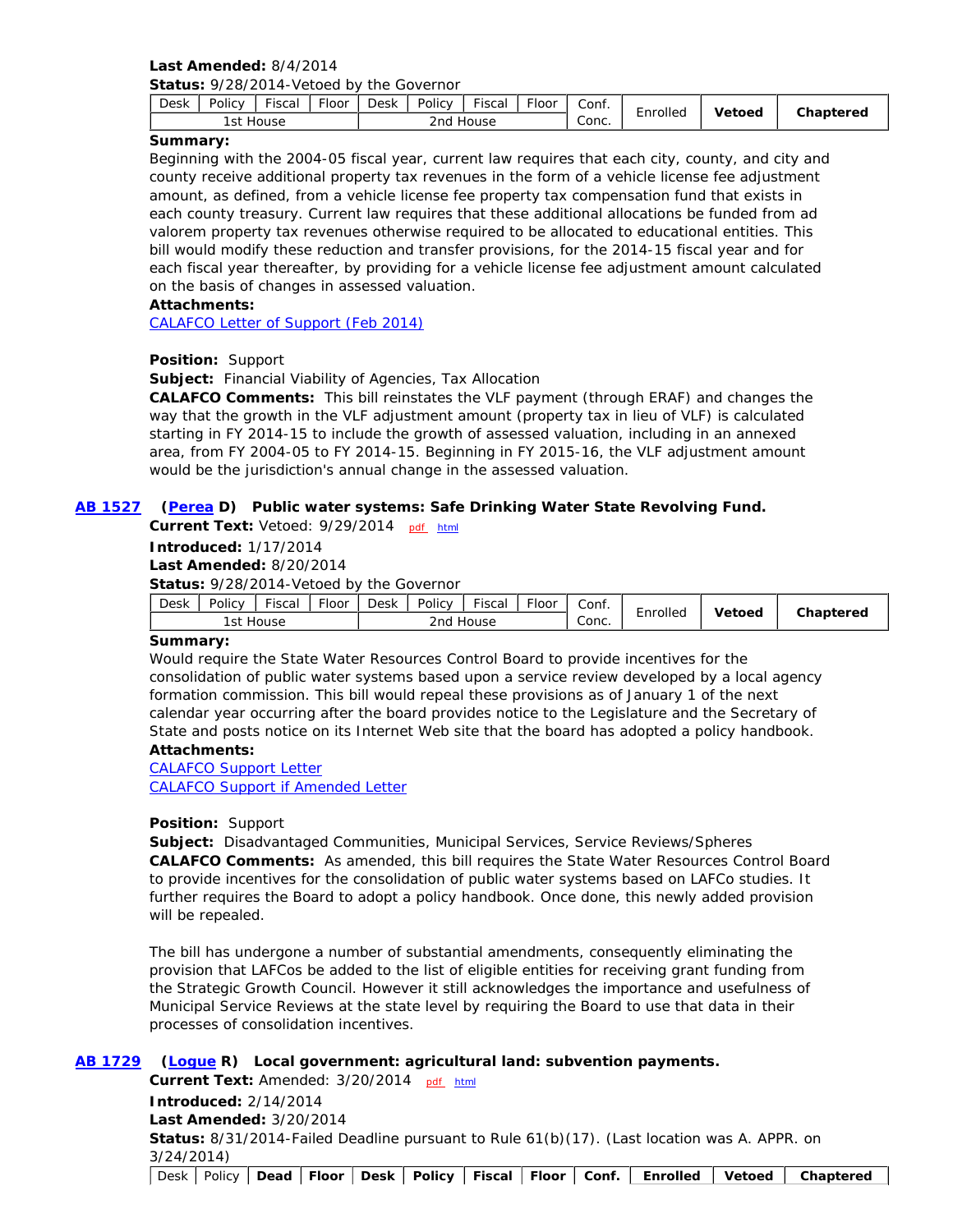**Last Amended:** 8/4/2014

**Status:** 9/28/2014-Vetoed by the Governor

| Desk | Policy | Fiscal | Floor | Desk | Policy | Fiscal | Floor | Conf. Conc. | Enrolled | Vetoed | Chaptered |
|---|---|---|---|---|---|---|---|---|---|---|---|
| 1st House | | | | 2nd House | | | | | | | |

**Summary:**

Beginning with the 2004-05 fiscal year, current law requires that each city, county, and city and county receive additional property tax revenues in the form of a vehicle license fee adjustment amount, as defined, from a vehicle license fee property tax compensation fund that exists in each county treasury. Current law requires that these additional allocations be funded from ad valorem property tax revenues otherwise required to be allocated to educational entities. This bill would modify these reduction and transfer provisions, for the 2014-15 fiscal year and for each fiscal year thereafter, by providing for a vehicle license fee adjustment amount calculated on the basis of changes in assessed valuation.

**Attachments:**

[CALAFCO Letter of Support (Feb 2014)]

**Position:** Support

**Subject:** Financial Viability of Agencies, Tax Allocation

**CALAFCO Comments:** This bill reinstates the VLF payment (through ERAF) and changes the way that the growth in the VLF adjustment amount (property tax in lieu of VLF) is calculated starting in FY 2014-15 to include the growth of assessed valuation, including in an annexed area, from FY 2004-05 to FY 2014-15. Beginning in FY 2015-16, the VLF adjustment amount would be the jurisdiction's annual change in the assessed valuation.

**AB 1527** **(Perea D)** **Public water systems: Safe Drinking Water State Revolving Fund.**

**Current Text:** Vetoed: 9/29/2014 pdf html

**Introduced:** 1/17/2014

**Last Amended:** 8/20/2014

**Status:** 9/28/2014-Vetoed by the Governor

| Desk | Policy | Fiscal | Floor | Desk | Policy | Fiscal | Floor | Conf. Conc. | Enrolled | Vetoed | Chaptered |
|---|---|---|---|---|---|---|---|---|---|---|---|
| 1st House | | | | 2nd House | | | | | | | |

**Summary:**

Would require the State Water Resources Control Board to provide incentives for the consolidation of public water systems based upon a service review developed by a local agency formation commission. This bill would repeal these provisions as of January 1 of the next calendar year occurring after the board provides notice to the Legislature and the Secretary of State and posts notice on its Internet Web site that the board has adopted a policy handbook.

**Attachments:**

[CALAFCO Support Letter]

[CALAFCO Support if Amended Letter]

**Position:** Support

**Subject:** Disadvantaged Communities, Municipal Services, Service Reviews/Spheres

**CALAFCO Comments:** As amended, this bill requires the State Water Resources Control Board to provide incentives for the consolidation of public water systems based on LAFCo studies. It further requires the Board to adopt a policy handbook. Once done, this newly added provision will be repealed.

The bill has undergone a number of substantial amendments, consequently eliminating the provision that LAFCos be added to the list of eligible entities for receiving grant funding from the Strategic Growth Council. However it still acknowledges the importance and usefulness of Municipal Service Reviews at the state level by requiring the Board to use that data in their processes of consolidation incentives.

**AB 1729** **(Logue R)** **Local government: agricultural land: subvention payments.**

**Current Text:** Amended: 3/20/2014 pdf html

**Introduced:** 2/14/2014

**Last Amended:** 3/20/2014

**Status:** 8/31/2014-Failed Deadline pursuant to Rule 61(b)(17). (Last location was A. APPR. on 3/24/2014)

| Desk | Policy | Dead | Floor | Desk | Policy | Fiscal | Floor | Conf. | Enrolled | Vetoed | Chaptered |
|---|---|---|---|---|---|---|---|---|---|---|---|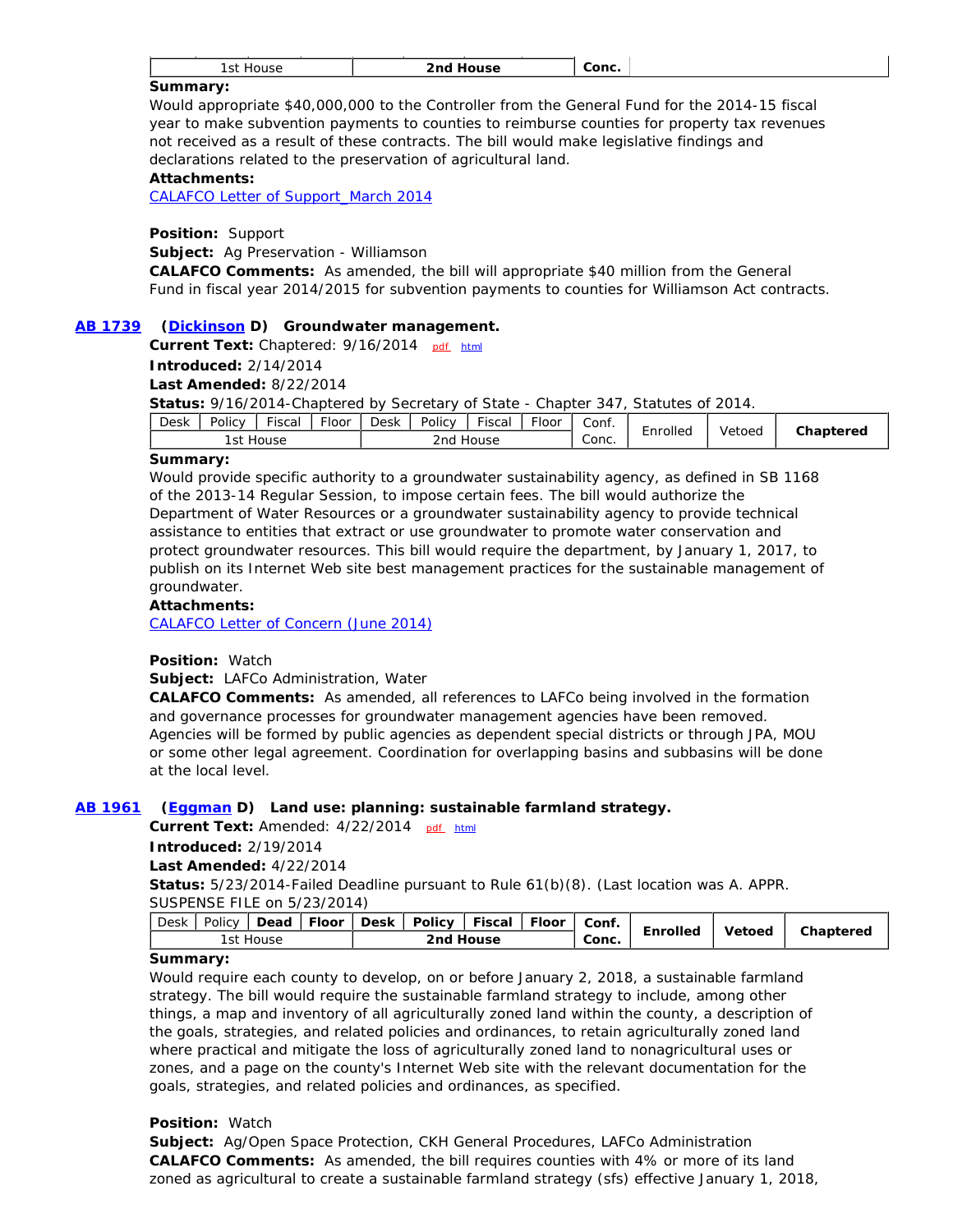| 1st House | 2nd House | Conc. | |
|---|---|---|---|

**Summary:**
Would appropriate $40,000,000 to the Controller from the General Fund for the 2014-15 fiscal year to make subvention payments to counties to reimburse counties for property tax revenues not received as a result of these contracts. The bill would make legislative findings and declarations related to the preservation of agricultural land.

**Attachments:**
CALAFCO Letter of Support_March 2014

**Position:** Support
**Subject:** Ag Preservation - Williamson
**CALAFCO Comments:** As amended, the bill will appropriate $40 million from the General Fund in fiscal year 2014/2015 for subvention payments to counties for Williamson Act contracts.

### AB 1739 (Dickinson D) Groundwater management.

**Current Text:** Chaptered: 9/16/2014 pdf html
**Introduced:** 2/14/2014
**Last Amended:** 8/22/2014
**Status:** 9/16/2014-Chaptered by Secretary of State - Chapter 347, Statutes of 2014.

| Desk | Policy | Fiscal | Floor | Desk | Policy | Fiscal | Floor | Conf. | Enrolled | Vetoed | Chaptered |
|---|---|---|---|---|---|---|---|---|---|---|---|
| 1st House | | | | 2nd House | | | | Conc. | | | |

**Summary:**
Would provide specific authority to a groundwater sustainability agency, as defined in SB 1168 of the 2013-14 Regular Session, to impose certain fees. The bill would authorize the Department of Water Resources or a groundwater sustainability agency to provide technical assistance to entities that extract or use groundwater to promote water conservation and protect groundwater resources. This bill would require the department, by January 1, 2017, to publish on its Internet Web site best management practices for the sustainable management of groundwater.

**Attachments:**
CALAFCO Letter of Concern (June 2014)

**Position:** Watch
**Subject:** LAFCo Administration, Water
**CALAFCO Comments:** As amended, all references to LAFCo being involved in the formation and governance processes for groundwater management agencies have been removed. Agencies will be formed by public agencies as dependent special districts or through JPA, MOU or some other legal agreement. Coordination for overlapping basins and subbasins will be done at the local level.

### AB 1961 (Eggman D) Land use: planning: sustainable farmland strategy.

**Current Text:** Amended: 4/22/2014 pdf html
**Introduced:** 2/19/2014
**Last Amended:** 4/22/2014
**Status:** 5/23/2014-Failed Deadline pursuant to Rule 61(b)(8). (Last location was A. APPR. SUSPENSE FILE on 5/23/2014)

| Desk | Policy | Dead | Floor | Desk | Policy | Fiscal | Floor | Conf. | Enrolled | Vetoed | Chaptered |
|---|---|---|---|---|---|---|---|---|---|---|---|
| 1st House | | | | 2nd House | | | | Conc. | | | |

**Summary:**
Would require each county to develop, on or before January 2, 2018, a sustainable farmland strategy. The bill would require the sustainable farmland strategy to include, among other things, a map and inventory of all agriculturally zoned land within the county, a description of the goals, strategies, and related policies and ordinances, to retain agriculturally zoned land where practical and mitigate the loss of agriculturally zoned land to nonagricultural uses or zones, and a page on the county's Internet Web site with the relevant documentation for the goals, strategies, and related policies and ordinances, as specified.

**Position:** Watch
**Subject:** Ag/Open Space Protection, CKH General Procedures, LAFCo Administration
**CALAFCO Comments:** As amended, the bill requires counties with 4% or more of its land zoned as agricultural to create a sustainable farmland strategy (sfs) effective January 1, 2018,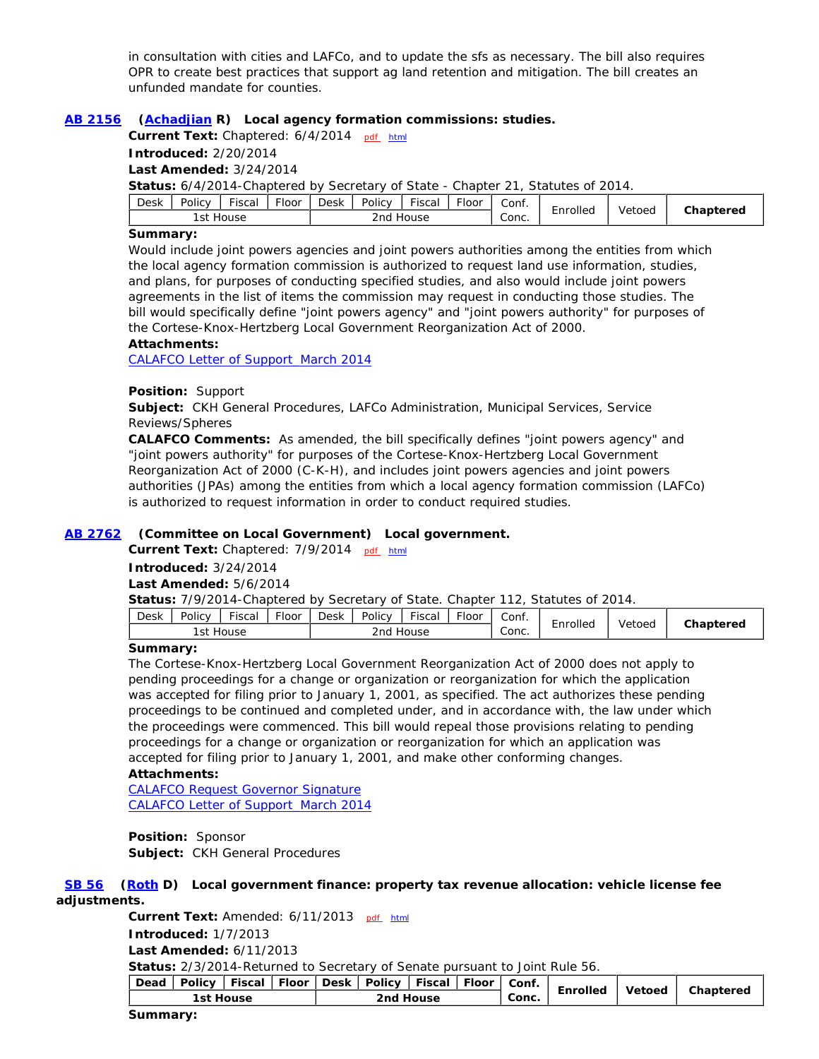in consultation with cities and LAFCo, and to update the sfs as necessary. The bill also requires OPR to create best practices that support ag land retention and mitigation. The bill creates an unfunded mandate for counties.

**AB 2156 (Achadjian R) Local agency formation commissions: studies.**

**Current Text:** Chaptered: 6/4/2014 pdf html

**Introduced:** 2/20/2014

**Last Amended:** 3/24/2014

**Status:** 6/4/2014-Chaptered by Secretary of State - Chapter 21, Statutes of 2014.

| Desk | Policy | Fiscal | Floor | Desk | Policy | Fiscal | Floor | Conf. | Enrolled | Vetoed | **Chaptered** |
|---|---|---|---|---|---|---|---|---|---|---|---|
| 1st House | | | | 2nd House | | | | Conc. | | | |

**Summary:**

Would include joint powers agencies and joint powers authorities among the entities from which the local agency formation commission is authorized to request land use information, studies, and plans, for purposes of conducting specified studies, and also would include joint powers agreements in the list of items the commission may request in conducting those studies. The bill would specifically define "joint powers agency" and "joint powers authority" for purposes of the Cortese-Knox-Hertzberg Local Government Reorganization Act of 2000.

**Attachments:**

CALAFCO Letter of Support March 2014

**Position:** Support

**Subject:** CKH General Procedures, LAFCo Administration, Municipal Services, Service Reviews/Spheres

**CALAFCO Comments:** As amended, the bill specifically defines "joint powers agency" and "joint powers authority" for purposes of the Cortese-Knox-Hertzberg Local Government Reorganization Act of 2000 (C-K-H), and includes joint powers agencies and joint powers authorities (JPAs) among the entities from which a local agency formation commission (LAFCo) is authorized to request information in order to conduct required studies.

**AB 2762 (Committee on Local Government) Local government.**

**Current Text:** Chaptered: 7/9/2014 pdf html

**Introduced:** 3/24/2014

**Last Amended:** 5/6/2014

**Status:** 7/9/2014-Chaptered by Secretary of State. Chapter 112, Statutes of 2014.

| Desk | Policy | Fiscal | Floor | Desk | Policy | Fiscal | Floor | Conf. | Enrolled | Vetoed | **Chaptered** |
|---|---|---|---|---|---|---|---|---|---|---|---|
| 1st House | | | | 2nd House | | | | Conc. | | | |

**Summary:**

The Cortese-Knox-Hertzberg Local Government Reorganization Act of 2000 does not apply to pending proceedings for a change or organization or reorganization for which the application was accepted for filing prior to January 1, 2001, as specified. The act authorizes these pending proceedings to be continued and completed under, and in accordance with, the law under which the proceedings were commenced. This bill would repeal those provisions relating to pending proceedings for a change or organization or reorganization for which an application was accepted for filing prior to January 1, 2001, and make other conforming changes.

**Attachments:**

CALAFCO Request Governor Signature

CALAFCO Letter of Support March 2014

**Position:** Sponsor

**Subject:** CKH General Procedures

**SB 56 (Roth D) Local government finance: property tax revenue allocation: vehicle license fee adjustments.**

**Current Text:** Amended: 6/11/2013 pdf html

**Introduced:** 1/7/2013

**Last Amended:** 6/11/2013

**Status:** 2/3/2014-Returned to Secretary of Senate pursuant to Joint Rule 56.

| **Dead** | **Policy** | **Fiscal** | **Floor** | **Desk** | **Policy** | **Fiscal** | **Floor** | **Conf.** | **Enrolled** | **Vetoed** | **Chaptered** |
|---|---|---|---|---|---|---|---|---|---|---|---|
| **1st House** | | | | **2nd House** | | | | **Conc.** | | | |

**Summary:**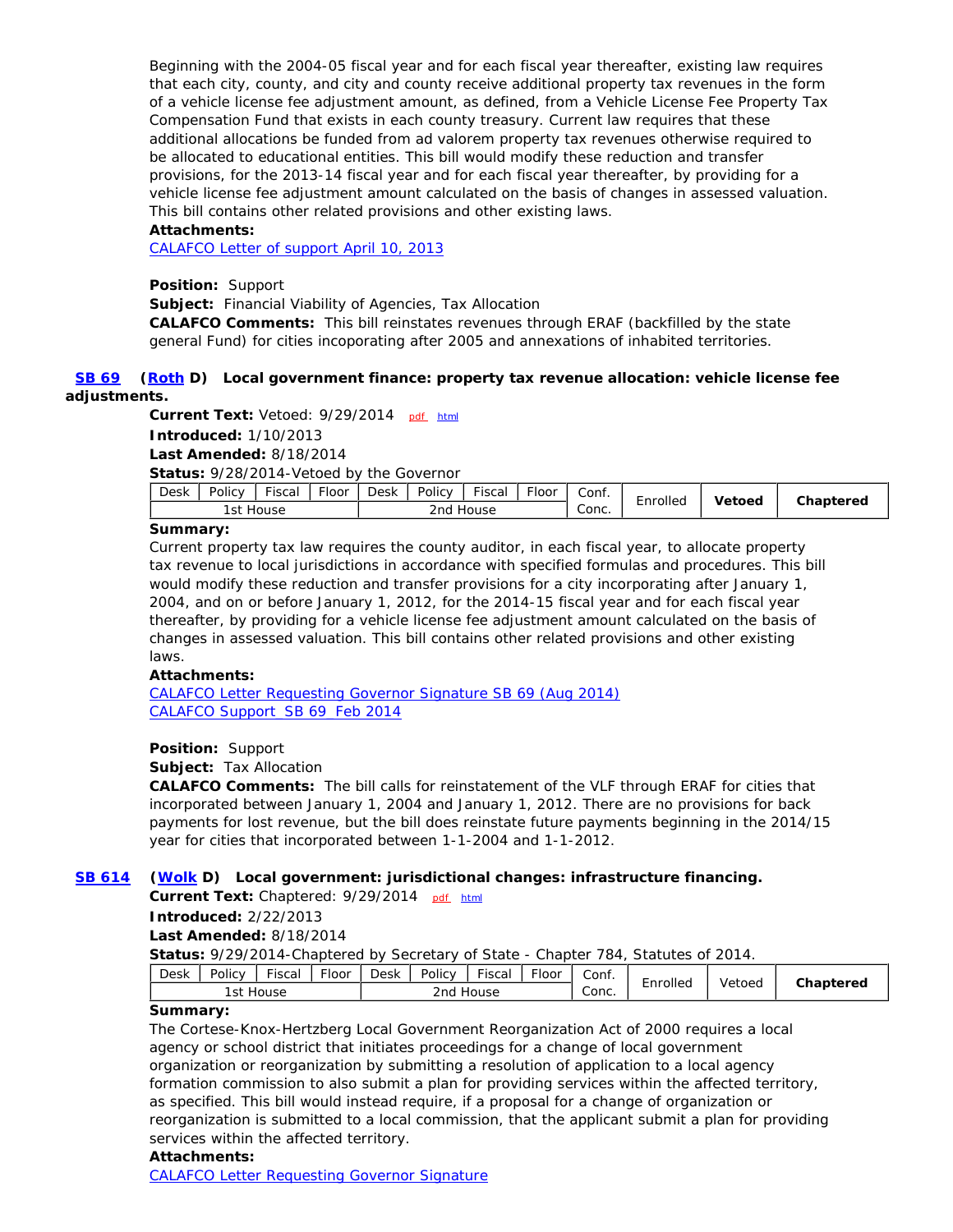Beginning with the 2004-05 fiscal year and for each fiscal year thereafter, existing law requires that each city, county, and city and county receive additional property tax revenues in the form of a vehicle license fee adjustment amount, as defined, from a Vehicle License Fee Property Tax Compensation Fund that exists in each county treasury. Current law requires that these additional allocations be funded from ad valorem property tax revenues otherwise required to be allocated to educational entities. This bill would modify these reduction and transfer provisions, for the 2013-14 fiscal year and for each fiscal year thereafter, by providing for a vehicle license fee adjustment amount calculated on the basis of changes in assessed valuation. This bill contains other related provisions and other existing laws.

**Attachments:**
[CALAFCO Letter of support April 10, 2013]

**Position:** Support
**Subject:** Financial Viability of Agencies, Tax Allocation
**CALAFCO Comments:** This bill reinstates revenues through ERAF (backfilled by the state general Fund) for cities incoporating after 2005 and annexations of inhabited territories.

### SB 69 (Roth D) Local government finance: property tax revenue allocation: vehicle license fee adjustments.

**Current Text:** Vetoed: 9/29/2014 pdf html
**Introduced:** 1/10/2013
**Last Amended:** 8/18/2014
**Status:** 9/28/2014-Vetoed by the Governor

| Desk | Policy | Fiscal | Floor | Desk | Policy | Fiscal | Floor | Conf. Conc. | Enrolled | **Vetoed** | Chaptered |
|---|---|---|---|---|---|---|---|---|---|---|---|
| 1st House | | | | 2nd House | | | | | | | |

**Summary:**
Current property tax law requires the county auditor, in each fiscal year, to allocate property tax revenue to local jurisdictions in accordance with specified formulas and procedures. This bill would modify these reduction and transfer provisions for a city incorporating after January 1, 2004, and on or before January 1, 2012, for the 2014-15 fiscal year and for each fiscal year thereafter, by providing for a vehicle license fee adjustment amount calculated on the basis of changes in assessed valuation. This bill contains other related provisions and other existing laws.

**Attachments:**
[CALAFCO Letter Requesting Governor Signature SB 69 (Aug 2014)]
[CALAFCO Support SB 69 Feb 2014]

**Position:** Support
**Subject:** Tax Allocation
**CALAFCO Comments:** The bill calls for reinstatement of the VLF through ERAF for cities that incorporated between January 1, 2004 and January 1, 2012. There are no provisions for back payments for lost revenue, but the bill does reinstate future payments beginning in the 2014/15 year for cities that incorporated between 1-1-2004 and 1-1-2012.

### SB 614 (Wolk D) Local government: jurisdictional changes: infrastructure financing.

**Current Text:** Chaptered: 9/29/2014 pdf html
**Introduced:** 2/22/2013
**Last Amended:** 8/18/2014
**Status:** 9/29/2014-Chaptered by Secretary of State - Chapter 784, Statutes of 2014.

| Desk | Policy | Fiscal | Floor | Desk | Policy | Fiscal | Floor | Conf. Conc. | Enrolled | Vetoed | **Chaptered** |
|---|---|---|---|---|---|---|---|---|---|---|---|
| 1st House | | | | 2nd House | | | | | | | |

**Summary:**
The Cortese-Knox-Hertzberg Local Government Reorganization Act of 2000 requires a local agency or school district that initiates proceedings for a change of local government organization or reorganization by submitting a resolution of application to a local agency formation commission to also submit a plan for providing services within the affected territory, as specified. This bill would instead require, if a proposal for a change of organization or reorganization is submitted to a local commission, that the applicant submit a plan for providing services within the affected territory.

**Attachments:**
[CALAFCO Letter Requesting Governor Signature]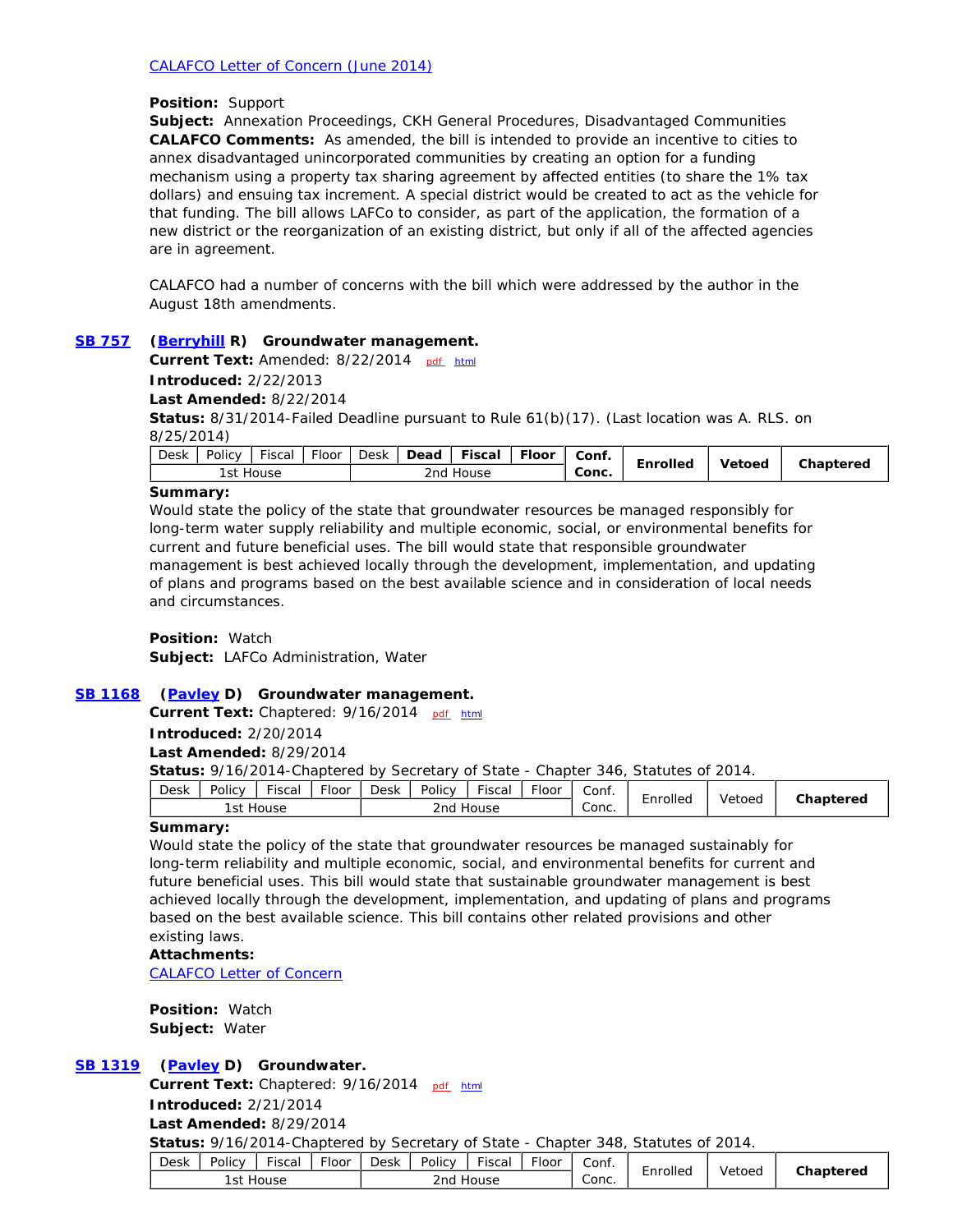[CALAFCO Letter of Concern (June 2014)](#)

**Position:** Support
**Subject:** Annexation Proceedings, CKH General Procedures, Disadvantaged Communities
**CALAFCO Comments:** As amended, the bill is intended to provide an incentive to cities to annex disadvantaged unincorporated communities by creating an option for a funding mechanism using a property tax sharing agreement by affected entities (to share the 1% tax dollars) and ensuing tax increment. A special district would be created to act as the vehicle for that funding. The bill allows LAFCo to consider, as part of the application, the formation of a new district or the reorganization of an existing district, but only if all of the affected agencies are in agreement.

CALAFCO had a number of concerns with the bill which were addressed by the author in the August 18th amendments.

## SB 757 (Berryhill R) Groundwater management.

**Current Text:** Amended: 8/22/2014 pdf html
**Introduced:** 2/22/2013
**Last Amended:** 8/22/2014
**Status:** 8/31/2014-Failed Deadline pursuant to Rule 61(b)(17). (Last location was A. RLS. on 8/25/2014)

| Desk | Policy | Fiscal | Floor | Desk | **Dead** | **Fiscal** | **Floor** | **Conf. Conc.** | **Enrolled** | **Vetoed** | **Chaptered** |
|---|---|---|---|---|---|---|---|---|---|---|---|
| 1st House | | | | 2nd House | | | | | | | |

**Summary:**
Would state the policy of the state that groundwater resources be managed responsibly for long-term water supply reliability and multiple economic, social, or environmental benefits for current and future beneficial uses. The bill would state that responsible groundwater management is best achieved locally through the development, implementation, and updating of plans and programs based on the best available science and in consideration of local needs and circumstances.

**Position:** Watch
**Subject:** LAFCo Administration, Water

## SB 1168 (Pavley D) Groundwater management.

**Current Text:** Chaptered: 9/16/2014 pdf html
**Introduced:** 2/20/2014
**Last Amended:** 8/29/2014
**Status:** 9/16/2014-Chaptered by Secretary of State - Chapter 346, Statutes of 2014.

| Desk | Policy | Fiscal | Floor | Desk | Policy | Fiscal | Floor | Conf. Conc. | Enrolled | Vetoed | **Chaptered** |
|---|---|---|---|---|---|---|---|---|---|---|---|
| 1st House | | | | 2nd House | | | | | | | |

**Summary:**
Would state the policy of the state that groundwater resources be managed sustainably for long-term reliability and multiple economic, social, and environmental benefits for current and future beneficial uses. This bill would state that sustainable groundwater management is best achieved locally through the development, implementation, and updating of plans and programs based on the best available science. This bill contains other related provisions and other existing laws.
**Attachments:**
[CALAFCO Letter of Concern](#)

**Position:** Watch
**Subject:** Water

## SB 1319 (Pavley D) Groundwater.

**Current Text:** Chaptered: 9/16/2014 pdf html
**Introduced:** 2/21/2014
**Last Amended:** 8/29/2014
**Status:** 9/16/2014-Chaptered by Secretary of State - Chapter 348, Statutes of 2014.

| Desk | Policy | Fiscal | Floor | Desk | Policy | Fiscal | Floor | Conf. Conc. | Enrolled | Vetoed | **Chaptered** |
|---|---|---|---|---|---|---|---|---|---|---|---|
| 1st House | | | | 2nd House | | | | | | | |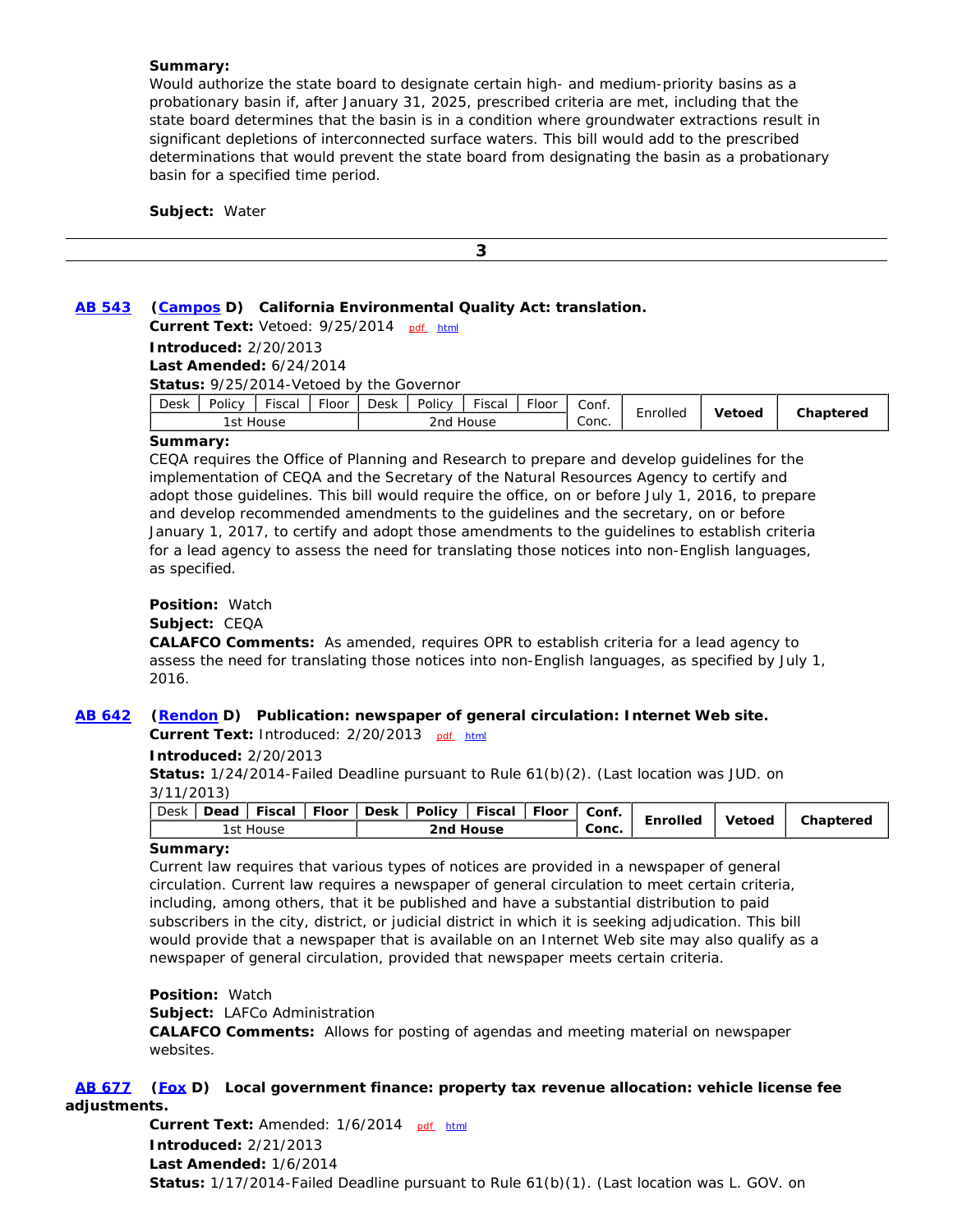**Summary:**
Would authorize the state board to designate certain high- and medium-priority basins as a probationary basin if, after January 31, 2025, prescribed criteria are met, including that the state board determines that the basin is in a condition where groundwater extractions result in significant depletions of interconnected surface waters. This bill would add to the prescribed determinations that would prevent the state board from designating the basin as a probationary basin for a specified time period.

**Subject:** Water

---

**3**

---

**AB 543** (**Campos** D) **California Environmental Quality Act: translation.**

**Current Text:** Vetoed: 9/25/2014 pdf html

**Introduced:** 2/20/2013

**Last Amended:** 6/24/2014

**Status:** 9/25/2014-Vetoed by the Governor

| Desk | Policy | Fiscal | Floor | Desk | Policy | Fiscal | Floor | Conf. Conc. | Enrolled | **Vetoed** | Chaptered |
|---|---|---|---|---|---|---|---|---|---|---|---|
| 1st House | | | | 2nd House | | | | | | | |

**Summary:**
CEQA requires the Office of Planning and Research to prepare and develop guidelines for the implementation of CEQA and the Secretary of the Natural Resources Agency to certify and adopt those guidelines. This bill would require the office, on or before July 1, 2016, to prepare and develop recommended amendments to the guidelines and the secretary, on or before January 1, 2017, to certify and adopt those amendments to the guidelines to establish criteria for a lead agency to assess the need for translating those notices into non-English languages, as specified.

**Position:** Watch

**Subject:** CEQA

**CALAFCO Comments:** As amended, requires OPR to establish criteria for a lead agency to assess the need for translating those notices into non-English languages, as specified by July 1, 2016.

**AB 642** (**Rendon** D) **Publication: newspaper of general circulation: Internet Web site.**

**Current Text:** Introduced: 2/20/2013 pdf html

**Introduced:** 2/20/2013

**Status:** 1/24/2014-Failed Deadline pursuant to Rule 61(b)(2). (Last location was JUD. on 3/11/2013)

| Desk | **Dead** | Fiscal | Floor | Desk | Policy | Fiscal | Floor | Conf. Conc. | Enrolled | Vetoed | Chaptered |
|---|---|---|---|---|---|---|---|---|---|---|---|
| 1st House | | | | 2nd House | | | | | | | |

**Summary:**
Current law requires that various types of notices are provided in a newspaper of general circulation. Current law requires a newspaper of general circulation to meet certain criteria, including, among others, that it be published and have a substantial distribution to paid subscribers in the city, district, or judicial district in which it is seeking adjudication. This bill would provide that a newspaper that is available on an Internet Web site may also qualify as a newspaper of general circulation, provided that newspaper meets certain criteria.

**Position:** Watch

**Subject:** LAFCo Administration

**CALAFCO Comments:** Allows for posting of agendas and meeting material on newspaper websites.

**AB 677** (**Fox** D) **Local government finance: property tax revenue allocation: vehicle license fee adjustments.**

**Current Text:** Amended: 1/6/2014 pdf html

**Introduced:** 2/21/2013

**Last Amended:** 1/6/2014

**Status:** 1/17/2014-Failed Deadline pursuant to Rule 61(b)(1). (Last location was L. GOV. on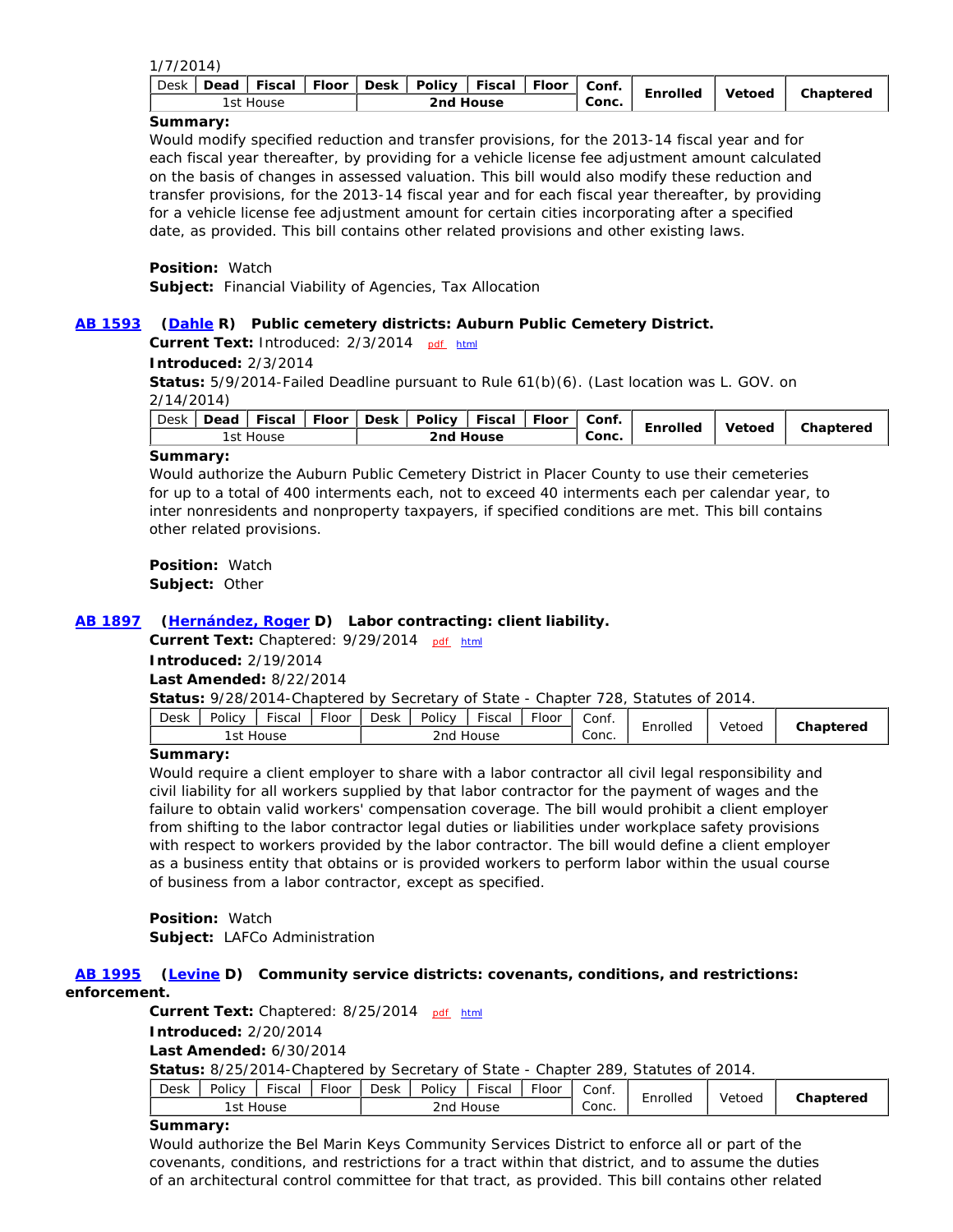1/7/2014)

| Desk | Dead | Fiscal | Floor | Desk | Policy | Fiscal | Floor | Conf. | Enrolled | Vetoed | Chaptered |
|---|---|---|---|---|---|---|---|---|---|---|---|
| 1st House | | | | 2nd House | | | | Conc. | | | |

**Summary:**
Would modify specified reduction and transfer provisions, for the 2013-14 fiscal year and for each fiscal year thereafter, by providing for a vehicle license fee adjustment amount calculated on the basis of changes in assessed valuation. This bill would also modify these reduction and transfer provisions, for the 2013-14 fiscal year and for each fiscal year thereafter, by providing for a vehicle license fee adjustment amount for certain cities incorporating after a specified date, as provided. This bill contains other related provisions and other existing laws.

**Position:** Watch
**Subject:** Financial Viability of Agencies, Tax Allocation

### AB 1593 (Dahle R) Public cemetery districts: Auburn Public Cemetery District.

**Current Text:** Introduced: 2/3/2014 pdf html
**Introduced:** 2/3/2014
**Status:** 5/9/2014-Failed Deadline pursuant to Rule 61(b)(6). (Last location was L. GOV. on 2/14/2014)

| Desk | Dead | Fiscal | Floor | Desk | Policy | Fiscal | Floor | Conf. | Enrolled | Vetoed | Chaptered |
|---|---|---|---|---|---|---|---|---|---|---|---|
| 1st House | | | | 2nd House | | | | Conc. | | | |

**Summary:**
Would authorize the Auburn Public Cemetery District in Placer County to use their cemeteries for up to a total of 400 interments each, not to exceed 40 interments each per calendar year, to inter nonresidents and nonproperty taxpayers, if specified conditions are met. This bill contains other related provisions.

**Position:** Watch
**Subject:** Other

### AB 1897 (Hernández, Roger D) Labor contracting: client liability.

**Current Text:** Chaptered: 9/29/2014 pdf html
**Introduced:** 2/19/2014
**Last Amended:** 8/22/2014
**Status:** 9/28/2014-Chaptered by Secretary of State - Chapter 728, Statutes of 2014.

| Desk | Policy | Fiscal | Floor | Desk | Policy | Fiscal | Floor | Conf. | Enrolled | Vetoed | Chaptered |
|---|---|---|---|---|---|---|---|---|---|---|---|
| 1st House | | | | 2nd House | | | | Conc. | | | |

**Summary:**
Would require a client employer to share with a labor contractor all civil legal responsibility and civil liability for all workers supplied by that labor contractor for the payment of wages and the failure to obtain valid workers' compensation coverage. The bill would prohibit a client employer from shifting to the labor contractor legal duties or liabilities under workplace safety provisions with respect to workers provided by the labor contractor. The bill would define a client employer as a business entity that obtains or is provided workers to perform labor within the usual course of business from a labor contractor, except as specified.

**Position:** Watch
**Subject:** LAFCo Administration

### AB 1995 (Levine D) Community service districts: covenants, conditions, and restrictions: enforcement.

**Current Text:** Chaptered: 8/25/2014 pdf html
**Introduced:** 2/20/2014
**Last Amended:** 6/30/2014
**Status:** 8/25/2014-Chaptered by Secretary of State - Chapter 289, Statutes of 2014.

| Desk | Policy | Fiscal | Floor | Desk | Policy | Fiscal | Floor | Conf. | Enrolled | Vetoed | Chaptered |
|---|---|---|---|---|---|---|---|---|---|---|---|
| 1st House | | | | 2nd House | | | | Conc. | | | |

**Summary:**
Would authorize the Bel Marin Keys Community Services District to enforce all or part of the covenants, conditions, and restrictions for a tract within that district, and to assume the duties of an architectural control committee for that tract, as provided. This bill contains other related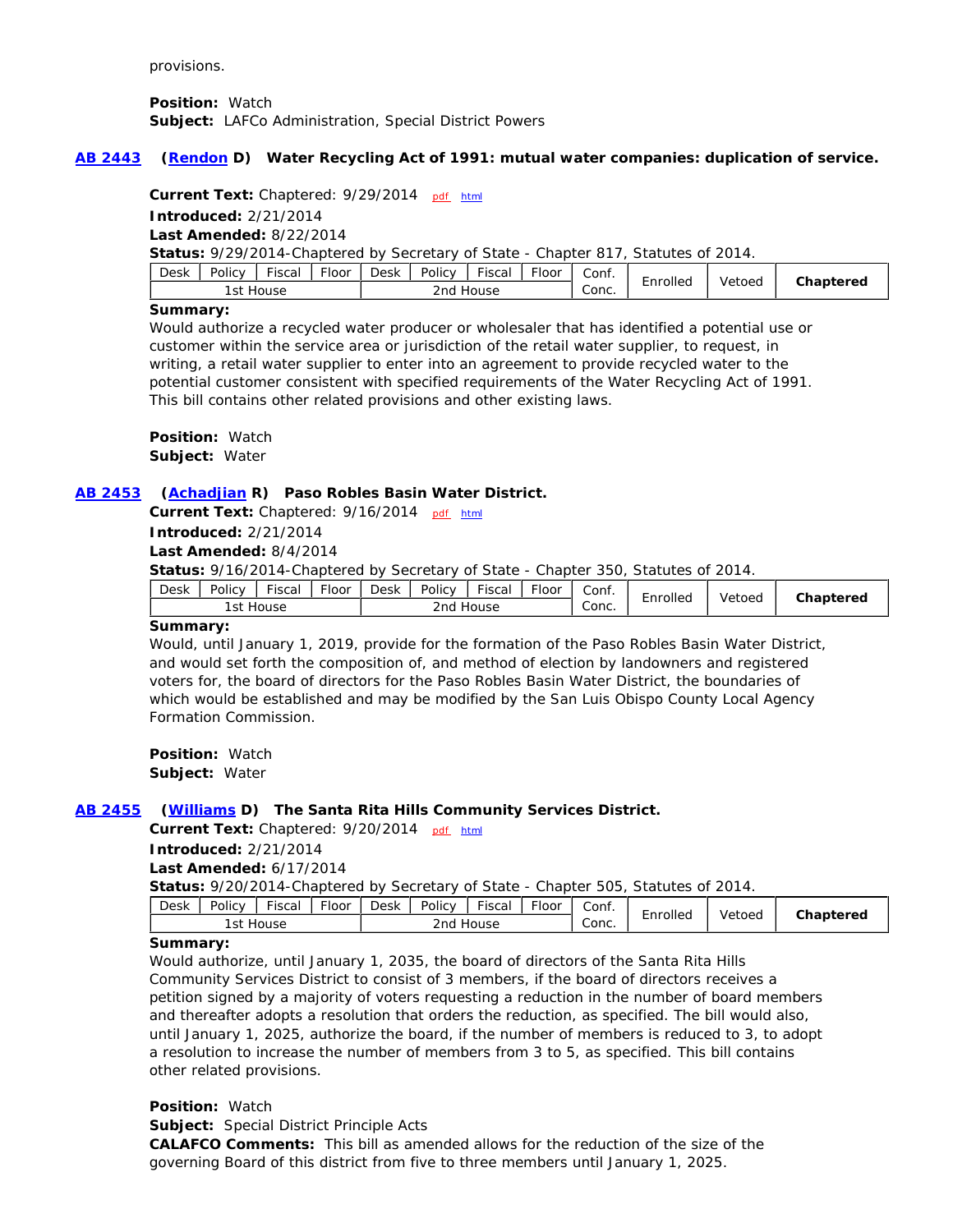provisions.

**Position:** Watch
**Subject:** LAFCo Administration, Special District Powers

**AB 2443** **(Rendon D)** **Water Recycling Act of 1991: mutual water companies: duplication of service.**

**Current Text:** Chaptered: 9/29/2014 pdf html

**Introduced:** 2/21/2014

**Last Amended:** 8/22/2014

**Status:** 9/29/2014-Chaptered by Secretary of State - Chapter 817, Statutes of 2014.

| Desk | Policy | Fiscal | Floor | Desk | Policy | Fiscal | Floor | Conf. | Enrolled | Vetoed | Chaptered |
|---|---|---|---|---|---|---|---|---|---|---|---|
| 1st House | | | | 2nd House | | | | Conc. | | | |

**Summary:**
Would authorize a recycled water producer or wholesaler that has identified a potential use or customer within the service area or jurisdiction of the retail water supplier, to request, in writing, a retail water supplier to enter into an agreement to provide recycled water to the potential customer consistent with specified requirements of the Water Recycling Act of 1991. This bill contains other related provisions and other existing laws.

**Position:** Watch
**Subject:** Water

**AB 2453** **(Achadjian R)** **Paso Robles Basin Water District.**

**Current Text:** Chaptered: 9/16/2014 pdf html

**Introduced:** 2/21/2014

**Last Amended:** 8/4/2014

**Status:** 9/16/2014-Chaptered by Secretary of State - Chapter 350, Statutes of 2014.

| Desk | Policy | Fiscal | Floor | Desk | Policy | Fiscal | Floor | Conf. | Enrolled | Vetoed | Chaptered |
|---|---|---|---|---|---|---|---|---|---|---|---|
| 1st House | | | | 2nd House | | | | Conc. | | | |

**Summary:**
Would, until January 1, 2019, provide for the formation of the Paso Robles Basin Water District, and would set forth the composition of, and method of election by landowners and registered voters for, the board of directors for the Paso Robles Basin Water District, the boundaries of which would be established and may be modified by the San Luis Obispo County Local Agency Formation Commission.

**Position:** Watch
**Subject:** Water

**AB 2455** **(Williams D)** **The Santa Rita Hills Community Services District.**

**Current Text:** Chaptered: 9/20/2014 pdf html

**Introduced:** 2/21/2014

**Last Amended:** 6/17/2014

**Status:** 9/20/2014-Chaptered by Secretary of State - Chapter 505, Statutes of 2014.

| Desk | Policy | Fiscal | Floor | Desk | Policy | Fiscal | Floor | Conf. | Enrolled | Vetoed | Chaptered |
|---|---|---|---|---|---|---|---|---|---|---|---|
| 1st House | | | | 2nd House | | | | Conc. | | | |

**Summary:**
Would authorize, until January 1, 2035, the board of directors of the Santa Rita Hills Community Services District to consist of 3 members, if the board of directors receives a petition signed by a majority of voters requesting a reduction in the number of board members and thereafter adopts a resolution that orders the reduction, as specified. The bill would also, until January 1, 2025, authorize the board, if the number of members is reduced to 3, to adopt a resolution to increase the number of members from 3 to 5, as specified. This bill contains other related provisions.

**Position:** Watch
**Subject:** Special District Principle Acts
**CALAFCO Comments:** This bill as amended allows for the reduction of the size of the governing Board of this district from five to three members until January 1, 2025.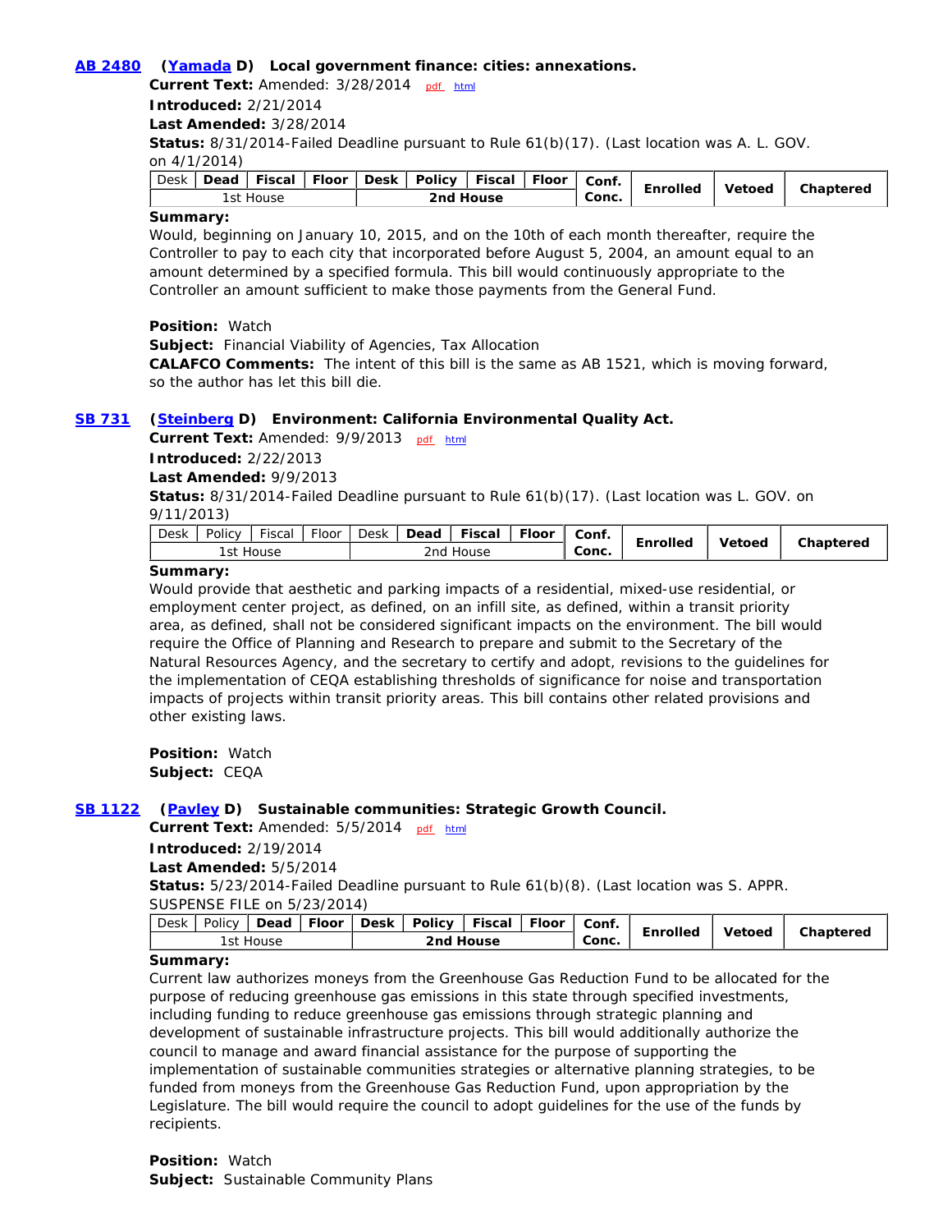**AB 2480** **(Yamada D) Local government finance: cities: annexations.**

**Current Text:** Amended: 3/28/2014 pdf html

**Introduced:** 2/21/2014

**Last Amended:** 3/28/2014

**Status:** 8/31/2014-Failed Deadline pursuant to Rule 61(b)(17). (Last location was A. L. GOV. on 4/1/2014)

| Desk | **Dead** | Fiscal | Floor | Desk | Policy | Fiscal | Floor | Conf. Conc. | Enrolled | Vetoed | Chaptered |
|---|---|---|---|---|---|---|---|---|---|---|---|
| 1st House | | | | **2nd House** | | | | | | | |

**Summary:**

Would, beginning on January 10, 2015, and on the 10th of each month thereafter, require the Controller to pay to each city that incorporated before August 5, 2004, an amount equal to an amount determined by a specified formula. This bill would continuously appropriate to the Controller an amount sufficient to make those payments from the General Fund.

**Position:** Watch

**Subject:** Financial Viability of Agencies, Tax Allocation

**CALAFCO Comments:** The intent of this bill is the same as AB 1521, which is moving forward, so the author has let this bill die.

**SB 731** **(Steinberg D) Environment: California Environmental Quality Act.**

**Current Text:** Amended: 9/9/2013 pdf html

**Introduced:** 2/22/2013

**Last Amended:** 9/9/2013

**Status:** 8/31/2014-Failed Deadline pursuant to Rule 61(b)(17). (Last location was L. GOV. on 9/11/2013)

| Desk | Policy | Fiscal | Floor | Desk | **Dead** | Fiscal | Floor | Conf. Conc. | Enrolled | Vetoed | Chaptered |
|---|---|---|---|---|---|---|---|---|---|---|---|
| 1st House | | | | 2nd House | | | | | | | |

**Summary:**

Would provide that aesthetic and parking impacts of a residential, mixed-use residential, or employment center project, as defined, on an infill site, as defined, within a transit priority area, as defined, shall not be considered significant impacts on the environment. The bill would require the Office of Planning and Research to prepare and submit to the Secretary of the Natural Resources Agency, and the secretary to certify and adopt, revisions to the guidelines for the implementation of CEQA establishing thresholds of significance for noise and transportation impacts of projects within transit priority areas. This bill contains other related provisions and other existing laws.

**Position:** Watch

**Subject:** CEQA

**SB 1122** **(Pavley D) Sustainable communities: Strategic Growth Council.**

**Current Text:** Amended: 5/5/2014 pdf html

**Introduced:** 2/19/2014

**Last Amended:** 5/5/2014

**Status:** 5/23/2014-Failed Deadline pursuant to Rule 61(b)(8). (Last location was S. APPR. SUSPENSE FILE on 5/23/2014)

| Desk | Policy | **Dead** | Floor | Desk | Policy | Fiscal | Floor | Conf. Conc. | Enrolled | Vetoed | Chaptered |
|---|---|---|---|---|---|---|---|---|---|---|---|
| 1st House | | | | **2nd House** | | | | | | | |

**Summary:**

Current law authorizes moneys from the Greenhouse Gas Reduction Fund to be allocated for the purpose of reducing greenhouse gas emissions in this state through specified investments, including funding to reduce greenhouse gas emissions through strategic planning and development of sustainable infrastructure projects. This bill would additionally authorize the council to manage and award financial assistance for the purpose of supporting the implementation of sustainable communities strategies or alternative planning strategies, to be funded from moneys from the Greenhouse Gas Reduction Fund, upon appropriation by the Legislature. The bill would require the council to adopt guidelines for the use of the funds by recipients.

**Position:** Watch

**Subject:** Sustainable Community Plans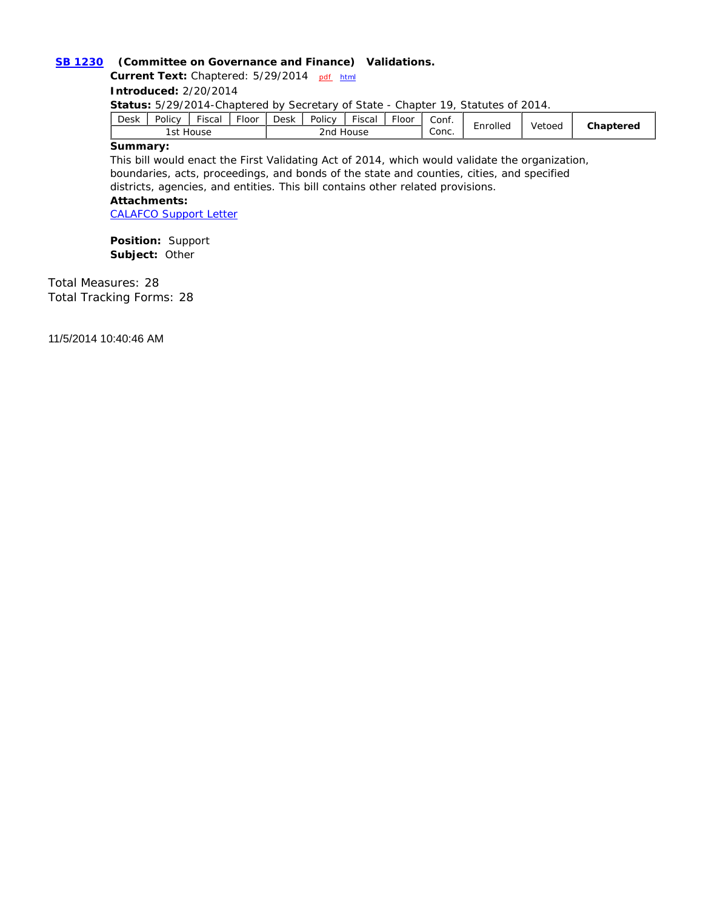**SB 1230** **(Committee on Governance and Finance)** **Validations.**

**Current Text:** Chaptered: 5/29/2014 pdf html

**Introduced:** 2/20/2014

**Status:** 5/29/2014-Chaptered by Secretary of State - Chapter 19, Statutes of 2014.

| Desk | Policy | Fiscal | Floor | Desk | Policy | Fiscal | Floor | Conf. Conc. | Enrolled | Vetoed | **Chaptered** |
|---|---|---|---|---|---|---|---|---|---|---|---|
| 1st House | | | | 2nd House | | | | | | | |

**Summary:**

This bill would enact the First Validating Act of 2014, which would validate the organization, boundaries, acts, proceedings, and bonds of the state and counties, cities, and specified districts, agencies, and entities. This bill contains other related provisions.

**Attachments:**

CALAFCO Support Letter

**Position:** Support

**Subject:** Other

Total Measures: 28

Total Tracking Forms: 28

11/5/2014 10:40:46 AM